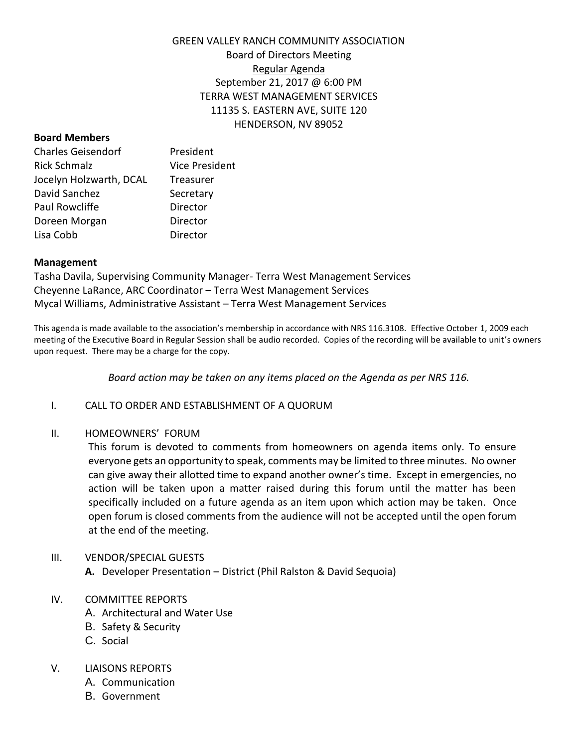GREEN VALLEY RANCH COMMUNITY ASSOCIATION
Board of Directors Meeting
Regular Agenda
September 21, 2017 @ 6:00 PM
TERRA WEST MANAGEMENT SERVICES
11135 S. EASTERN AVE, SUITE 120
HENDERSON, NV 89052

**Board Members**

| | |
|---|---|
| Charles Geisendorf | President |
| Rick Schmalz | Vice President |
| Jocelyn Holzwarth, DCAL | Treasurer |
| David Sanchez | Secretary |
| Paul Rowcliffe | Director |
| Doreen Morgan | Director |
| Lisa Cobb | Director |

**Management**

Tasha Davila, Supervising Community Manager- Terra West Management Services
Cheyenne LaRance, ARC Coordinator – Terra West Management Services
Mycal Williams, Administrative Assistant – Terra West Management Services

This agenda is made available to the association's membership in accordance with NRS 116.3108. Effective October 1, 2009 each meeting of the Executive Board in Regular Session shall be audio recorded. Copies of the recording will be available to unit's owners upon request. There may be a charge for the copy.

*Board action may be taken on any items placed on the Agenda as per NRS 116.*

I. CALL TO ORDER AND ESTABLISHMENT OF A QUORUM

II. HOMEOWNERS' FORUM

This forum is devoted to comments from homeowners on agenda items only. To ensure everyone gets an opportunity to speak, comments may be limited to three minutes. No owner can give away their allotted time to expand another owner's time. Except in emergencies, no action will be taken upon a matter raised during this forum until the matter has been specifically included on a future agenda as an item upon which action may be taken. Once open forum is closed comments from the audience will not be accepted until the open forum at the end of the meeting.

III. VENDOR/SPECIAL GUESTS
   **A.** Developer Presentation – District (Phil Ralston & David Sequoia)

IV. COMMITTEE REPORTS
   A. Architectural and Water Use
   B. Safety & Security
   C. Social

V. LIAISONS REPORTS
   A. Communication
   B. Government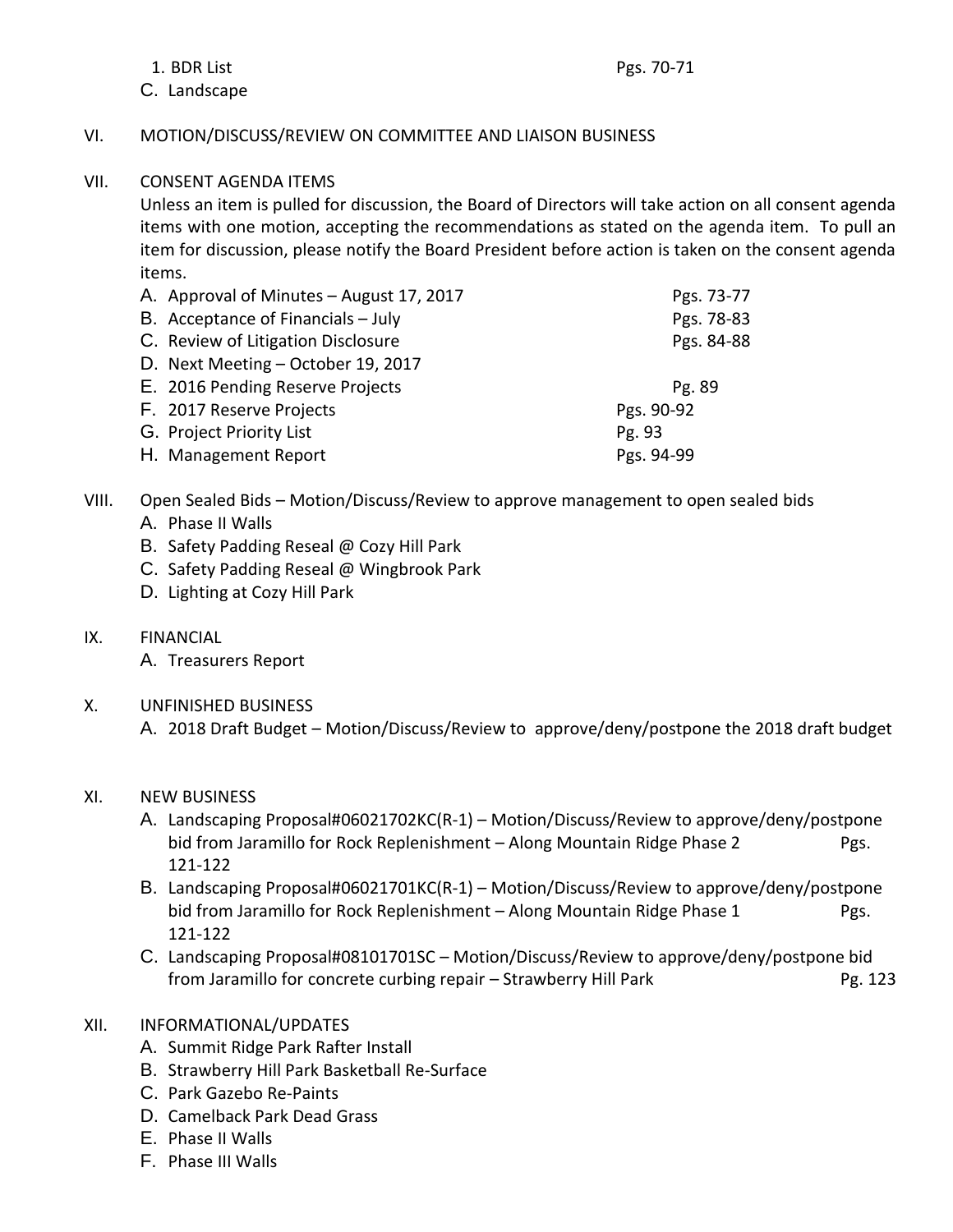1. BDR List Pgs. 70-71

C. Landscape

VI. MOTION/DISCUSS/REVIEW ON COMMITTEE AND LIAISON BUSINESS

VII. CONSENT AGENDA ITEMS

Unless an item is pulled for discussion, the Board of Directors will take action on all consent agenda items with one motion, accepting the recommendations as stated on the agenda item. To pull an item for discussion, please notify the Board President before action is taken on the consent agenda items.

A. Approval of Minutes – August 17, 2017 Pgs. 73-77
B. Acceptance of Financials – July Pgs. 78-83
C. Review of Litigation Disclosure Pgs. 84-88
D. Next Meeting – October 19, 2017
E. 2016 Pending Reserve Projects Pg. 89
F. 2017 Reserve Projects Pgs. 90-92
G. Project Priority List Pg. 93
H. Management Report Pgs. 94-99

VIII. Open Sealed Bids – Motion/Discuss/Review to approve management to open sealed bids

A. Phase II Walls
B. Safety Padding Reseal @ Cozy Hill Park
C. Safety Padding Reseal @ Wingbrook Park
D. Lighting at Cozy Hill Park

IX. FINANCIAL

A. Treasurers Report

X. UNFINISHED BUSINESS

A. 2018 Draft Budget – Motion/Discuss/Review to approve/deny/postpone the 2018 draft budget

XI. NEW BUSINESS

A. Landscaping Proposal#06021702KC(R-1) – Motion/Discuss/Review to approve/deny/postpone bid from Jaramillo for Rock Replenishment – Along Mountain Ridge Phase 2 Pgs. 121-122
B. Landscaping Proposal#06021701KC(R-1) – Motion/Discuss/Review to approve/deny/postpone bid from Jaramillo for Rock Replenishment – Along Mountain Ridge Phase 1 Pgs. 121-122
C. Landscaping Proposal#08101701SC – Motion/Discuss/Review to approve/deny/postpone bid from Jaramillo for concrete curbing repair – Strawberry Hill Park Pg. 123

XII. INFORMATIONAL/UPDATES

A. Summit Ridge Park Rafter Install
B. Strawberry Hill Park Basketball Re-Surface
C. Park Gazebo Re-Paints
D. Camelback Park Dead Grass
E. Phase II Walls
F. Phase III Walls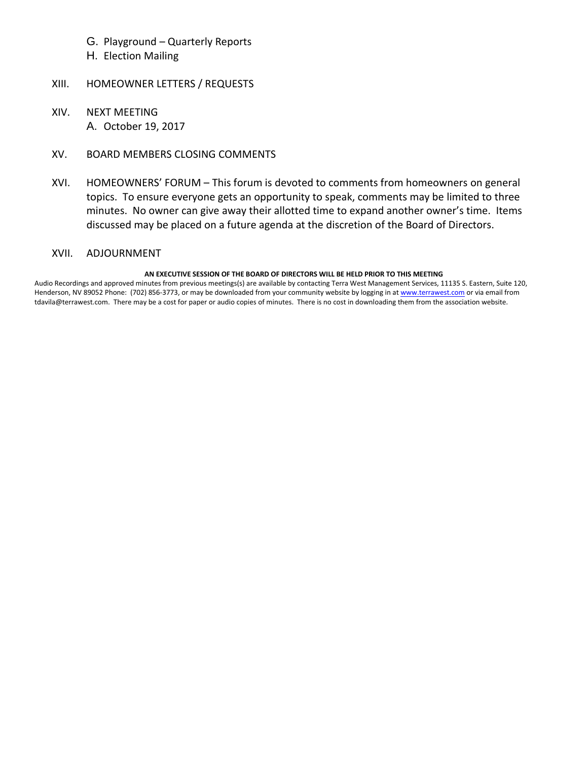G. Playground – Quarterly Reports
H. Election Mailing

XIII. HOMEOWNER LETTERS / REQUESTS

XIV. NEXT MEETING
A. October 19, 2017

XV. BOARD MEMBERS CLOSING COMMENTS

XVI. HOMEOWNERS' FORUM – This forum is devoted to comments from homeowners on general topics. To ensure everyone gets an opportunity to speak, comments may be limited to three minutes. No owner can give away their allotted time to expand another owner's time. Items discussed may be placed on a future agenda at the discretion of the Board of Directors.

XVII. ADJOURNMENT

**AN EXECUTIVE SESSION OF THE BOARD OF DIRECTORS WILL BE HELD PRIOR TO THIS MEETING**

Audio Recordings and approved minutes from previous meetings(s) are available by contacting Terra West Management Services, 11135 S. Eastern, Suite 120, Henderson, NV 89052 Phone: (702) 856-3773, or may be downloaded from your community website by logging in at www.terrawest.com or via email from tdavila@terrawest.com. There may be a cost for paper or audio copies of minutes. There is no cost in downloading them from the association website.